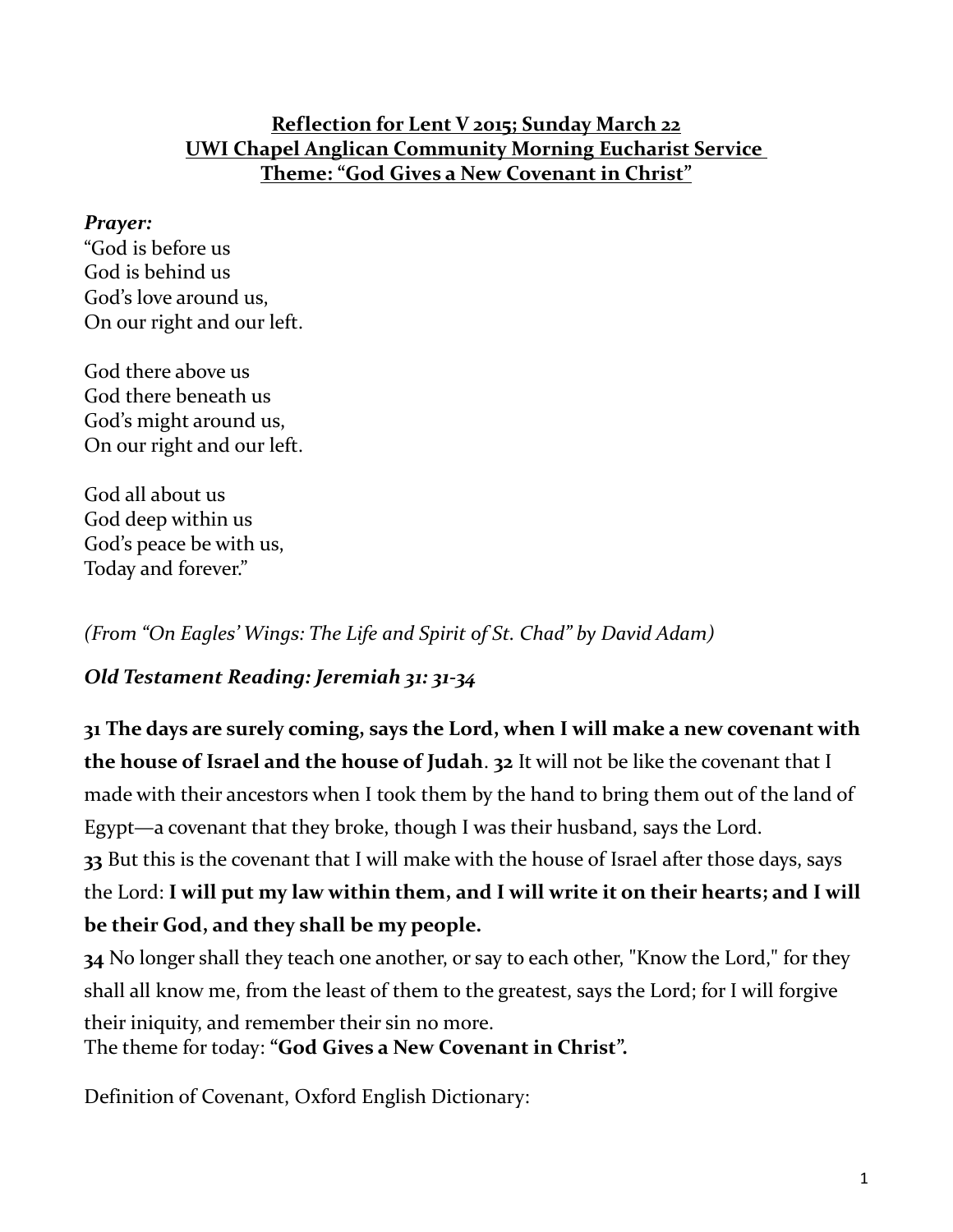**Reflection for Lent V 2015; Sunday March 22**
**UWI Chapel Anglican Community Morning Eucharist Service**
**Theme: "God Gives a New Covenant in Christ"**

***Prayer:***

"God is before us
God is behind us
God's love around us,
On our right and our left.

God there above us
God there beneath us
God's might around us,
On our right and our left.

God all about us
God deep within us
God's peace be with us,
Today and forever."

*(From "On Eagles' Wings: The Life and Spirit of St. Chad" by David Adam)*

***Old Testament Reading: Jeremiah 31: 31-34***

**31 The days are surely coming, says the Lord, when I will make a new covenant with the house of Israel and the house of Judah**. **32** It will not be like the covenant that I made with their ancestors when I took them by the hand to bring them out of the land of Egypt—a covenant that they broke, though I was their husband, says the Lord.
**33** But this is the covenant that I will make with the house of Israel after those days, says the Lord: **I will put my law within them, and I will write it on their hearts; and I will be their God, and they shall be my people.**
**34** No longer shall they teach one another, or say to each other, "Know the Lord," for they shall all know me, from the least of them to the greatest, says the Lord; for I will forgive their iniquity, and remember their sin no more.
The theme for today: **"God Gives a New Covenant in Christ".**

Definition of Covenant, Oxford English Dictionary: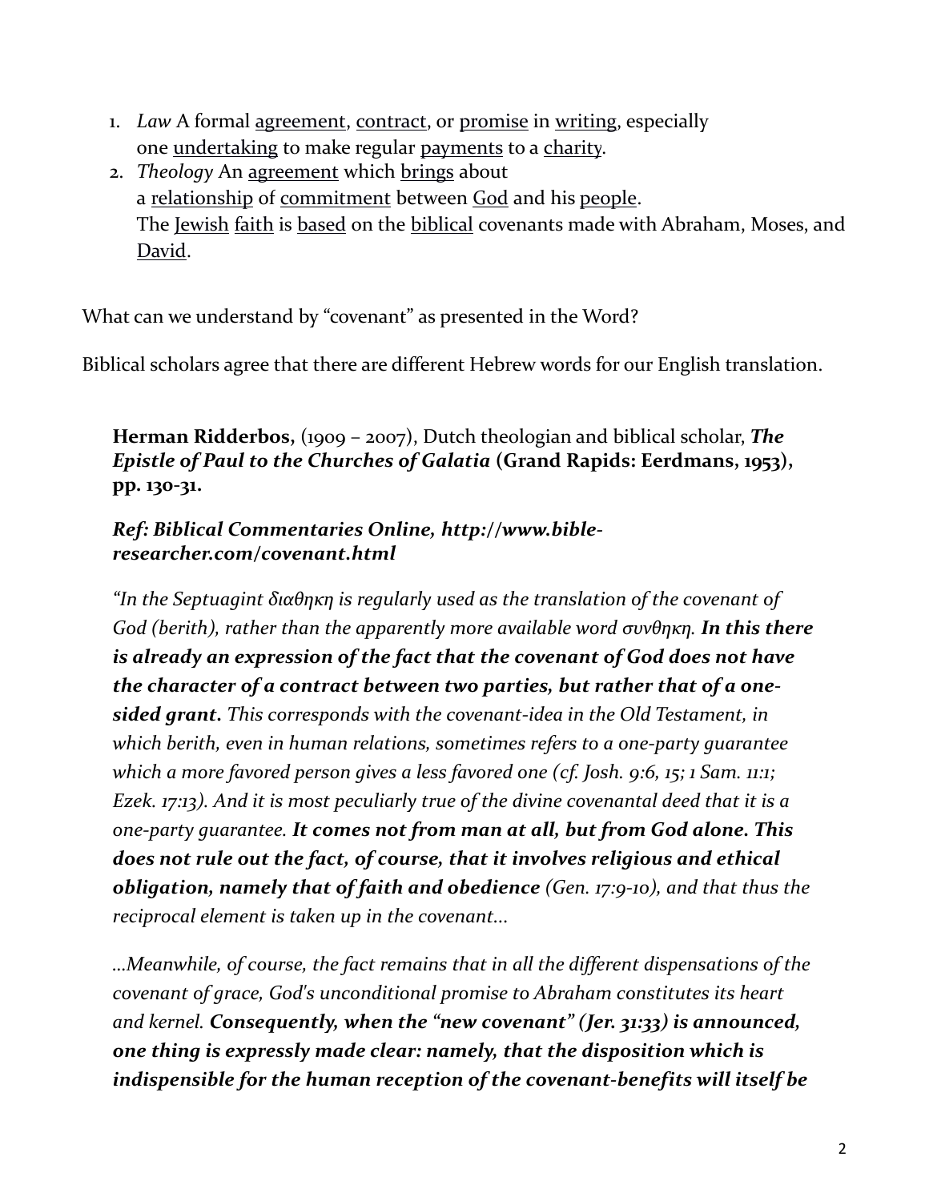1. *Law* A formal agreement, contract, or promise in writing, especially one undertaking to make regular payments to a charity.
2. *Theology* An agreement which brings about a relationship of commitment between God and his people. The Jewish faith is based on the biblical covenants made with Abraham, Moses, and David.

What can we understand by "covenant" as presented in the Word?

Biblical scholars agree that there are different Hebrew words for our English translation.

> **Herman Ridderbos,** (1909 – 2007), Dutch theologian and biblical scholar, ***The Epistle of Paul to the Churches of Galatia*** **(Grand Rapids: Eerdmans, 1953), pp. 130-31.**
>
> ***Ref: Biblical Commentaries Online, http://www.bible-researcher.com/covenant.html***
>
> *"In the Septuagint διαθηκη is regularly used as the translation of the covenant of God (berith), rather than the apparently more available word συνθηκη.* ***In this there is already an expression of the fact that the covenant of God does not have the character of a contract between two parties, but rather that of a one-sided grant.*** *This corresponds with the covenant-idea in the Old Testament, in which berith, even in human relations, sometimes refers to a one-party guarantee which a more favored person gives a less favored one (cf. Josh. 9:6, 15; 1 Sam. 11:1; Ezek. 17:13). And it is most peculiarly true of the divine covenantal deed that it is a one-party guarantee.* ***It comes not from man at all, but from God alone. This does not rule out the fact, of course, that it involves religious and ethical obligation, namely that of faith and obedience*** *(Gen. 17:9-10), and that thus the reciprocal element is taken up in the covenant...*
>
> *...Meanwhile, of course, the fact remains that in all the different dispensations of the covenant of grace, God's unconditional promise to Abraham constitutes its heart and kernel.* ***Consequently, when the "new covenant" (Jer. 31:33) is announced, one thing is expressly made clear: namely, that the disposition which is indispensible for the human reception of the covenant-benefits will itself be***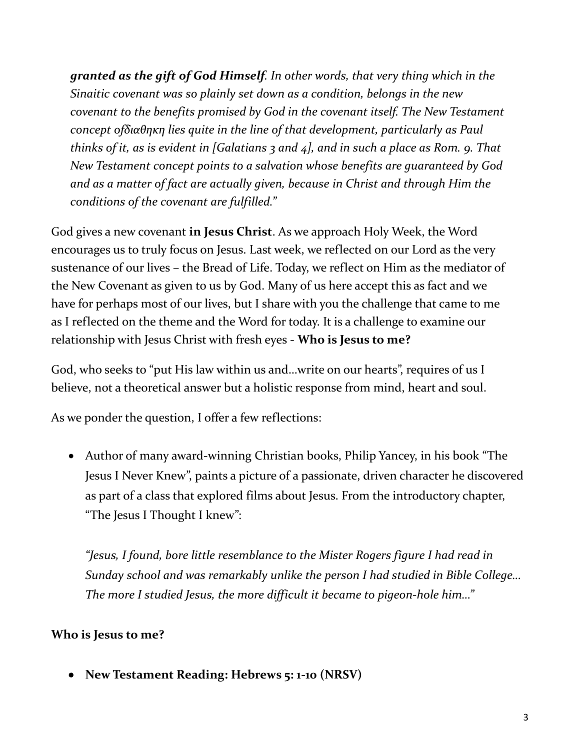***granted as the gift of God Himself****. In other words, that very thing which in the Sinaitic covenant was so plainly set down as a condition, belongs in the new covenant to the benefits promised by God in the covenant itself. The New Testament concept ofδιαθηκη lies quite in the line of that development, particularly as Paul thinks of it, as is evident in [Galatians 3 and 4], and in such a place as Rom. 9. That New Testament concept points to a salvation whose benefits are guaranteed by God and as a matter of fact are actually given, because in Christ and through Him the conditions of the covenant are fulfilled."*

God gives a new covenant **in Jesus Christ**. As we approach Holy Week, the Word encourages us to truly focus on Jesus. Last week, we reflected on our Lord as the very sustenance of our lives – the Bread of Life. Today, we reflect on Him as the mediator of the New Covenant as given to us by God. Many of us here accept this as fact and we have for perhaps most of our lives, but I share with you the challenge that came to me as I reflected on the theme and the Word for today. It is a challenge to examine our relationship with Jesus Christ with fresh eyes - **Who is Jesus to me?**

God, who seeks to "put His law within us and…write on our hearts", requires of us I believe, not a theoretical answer but a holistic response from mind, heart and soul.

As we ponder the question, I offer a few reflections:

- Author of many award-winning Christian books, Philip Yancey, in his book "The Jesus I Never Knew", paints a picture of a passionate, driven character he discovered as part of a class that explored films about Jesus. From the introductory chapter, "The Jesus I Thought I knew":

  *"Jesus, I found, bore little resemblance to the Mister Rogers figure I had read in Sunday school and was remarkably unlike the person I had studied in Bible College… The more I studied Jesus, the more difficult it became to pigeon-hole him…"*

**Who is Jesus to me?**

- **New Testament Reading: Hebrews 5: 1-10 (NRSV)**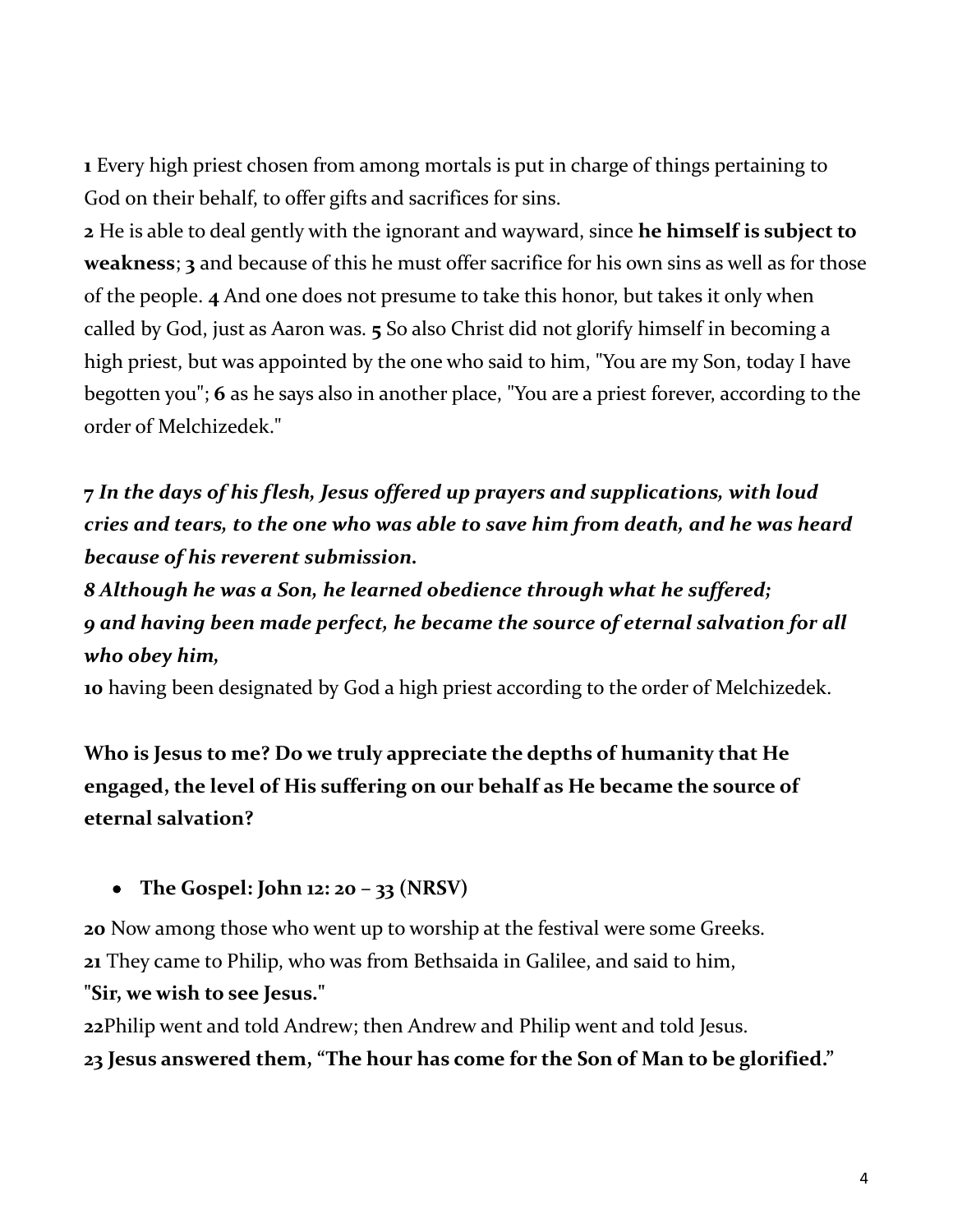**1** Every high priest chosen from among mortals is put in charge of things pertaining to God on their behalf, to offer gifts and sacrifices for sins.
**2** He is able to deal gently with the ignorant and wayward, since **he himself is subject to weakness**; **3** and because of this he must offer sacrifice for his own sins as well as for those of the people. **4** And one does not presume to take this honor, but takes it only when called by God, just as Aaron was. **5** So also Christ did not glorify himself in becoming a high priest, but was appointed by the one who said to him, "You are my Son, today I have begotten you"; **6** as he says also in another place, "You are a priest forever, according to the order of Melchizedek."

***7 In the days of his flesh, Jesus offered up prayers and supplications, with loud cries and tears, to the one who was able to save him from death, and he was heard because of his reverent submission.***
***8 Although he was a Son, he learned obedience through what he suffered;***
***9 and having been made perfect, he became the source of eternal salvation for all who obey him,***
**10** having been designated by God a high priest according to the order of Melchizedek.

**Who is Jesus to me? Do we truly appreciate the depths of humanity that He engaged, the level of His suffering on our behalf as He became the source of eternal salvation?**

- **The Gospel: John 12: 20 – 33 (NRSV)**

**20** Now among those who went up to worship at the festival were some Greeks.
**21** They came to Philip, who was from Bethsaida in Galilee, and said to him,
**"Sir, we wish to see Jesus."**
**22**Philip went and told Andrew; then Andrew and Philip went and told Jesus.
**23 Jesus answered them, "The hour has come for the Son of Man to be glorified."**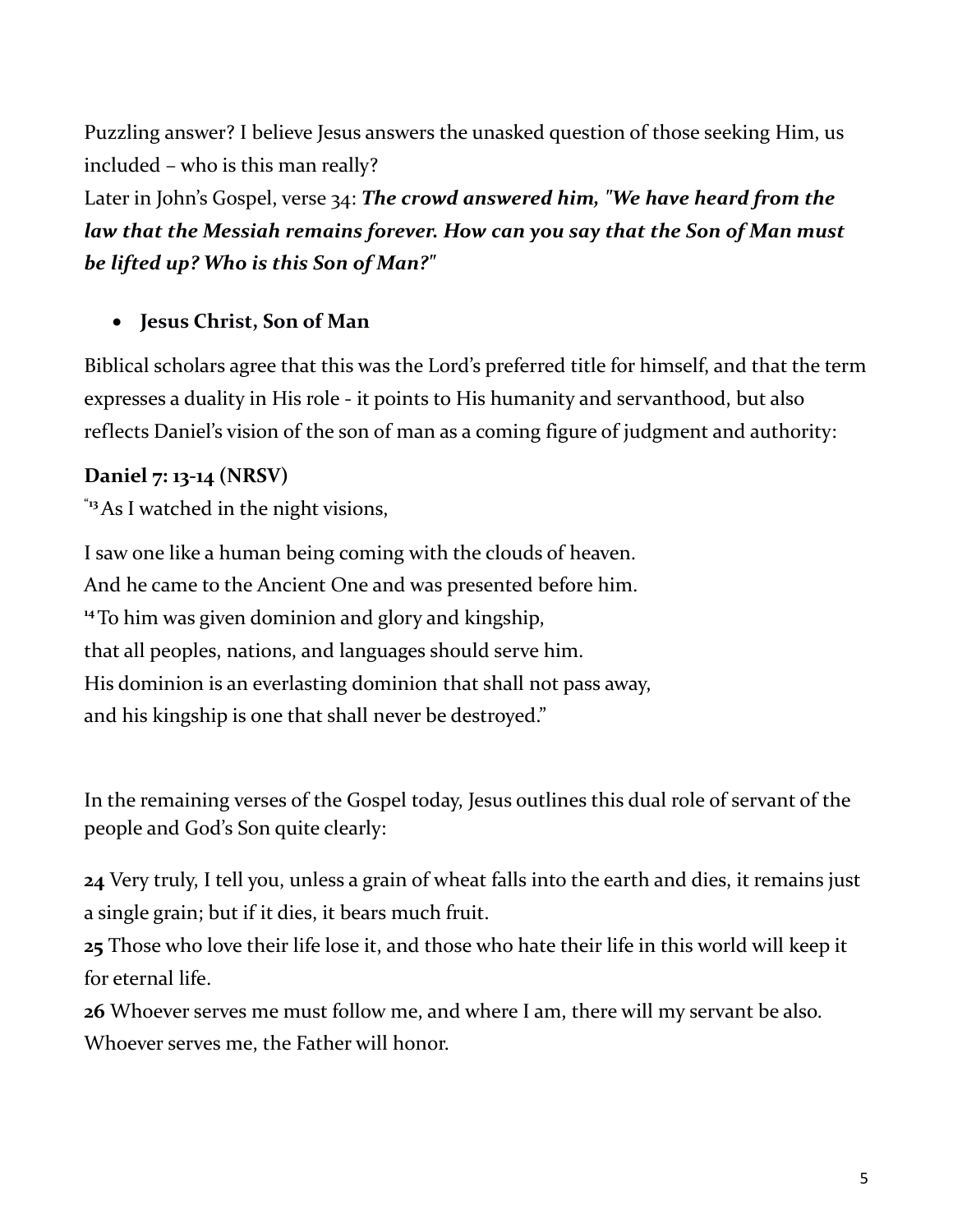Puzzling answer? I believe Jesus answers the unasked question of those seeking Him, us included – who is this man really?

Later in John's Gospel, verse 34: ***The crowd answered him, "We have heard from the law that the Messiah remains forever. How can you say that the Son of Man must be lifted up? Who is this Son of Man?"***

- **Jesus Christ, Son of Man**

Biblical scholars agree that this was the Lord's preferred title for himself, and that the term expresses a duality in His role - it points to His humanity and servanthood, but also reflects Daniel's vision of the son of man as a coming figure of judgment and authority:

**Daniel 7: 13-14 (NRSV)**

"**13** As I watched in the night visions,

I saw one like a human being coming with the clouds of heaven.
And he came to the Ancient One and was presented before him.
**14** To him was given dominion and glory and kingship,
that all peoples, nations, and languages should serve him.
His dominion is an everlasting dominion that shall not pass away,
and his kingship is one that shall never be destroyed."

In the remaining verses of the Gospel today, Jesus outlines this dual role of servant of the people and God's Son quite clearly:

**24** Very truly, I tell you, unless a grain of wheat falls into the earth and dies, it remains just a single grain; but if it dies, it bears much fruit.
**25** Those who love their life lose it, and those who hate their life in this world will keep it for eternal life.
**26** Whoever serves me must follow me, and where I am, there will my servant be also. Whoever serves me, the Father will honor.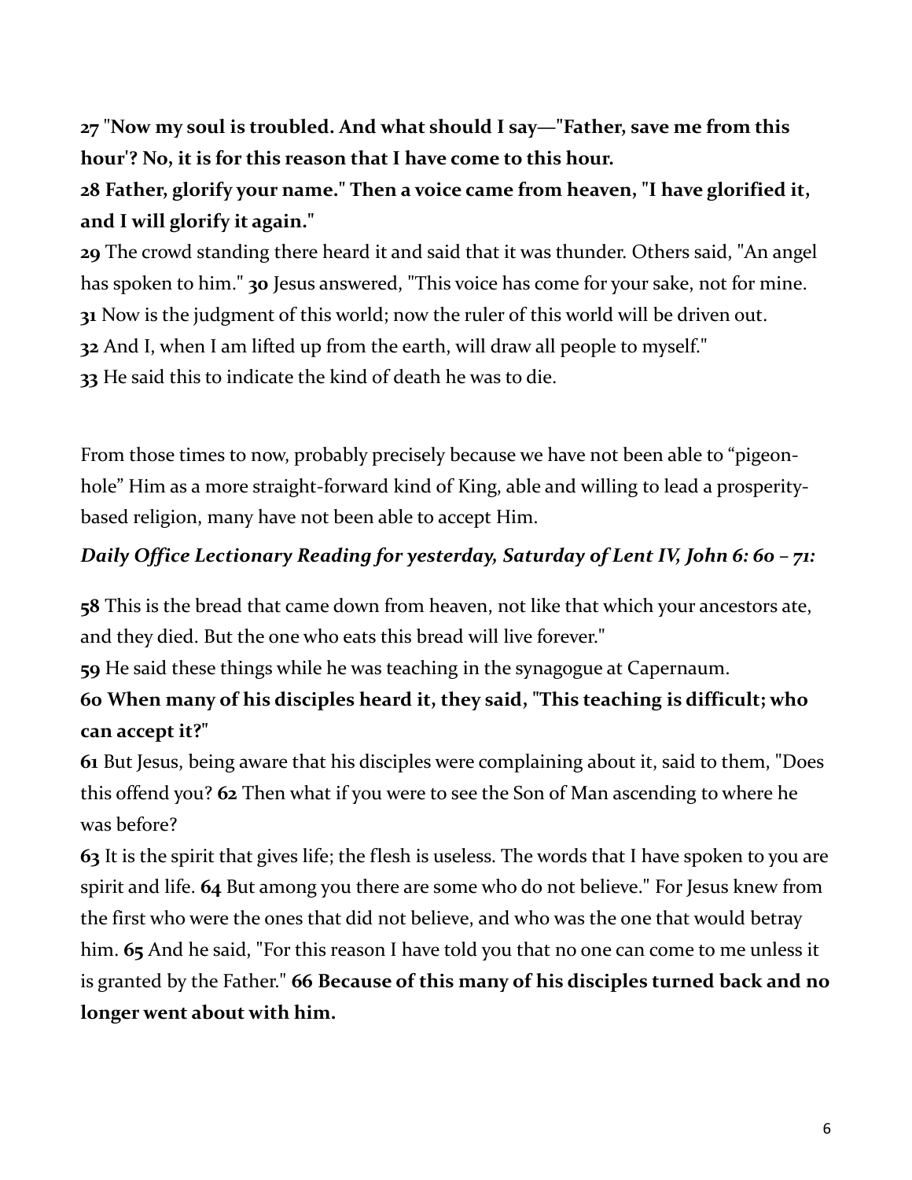**27** **"Now my soul is troubled. And what should I say—"Father, save me from this hour'? No, it is for this reason that I have come to this hour.**

**28 Father, glorify your name." Then a voice came from heaven, "I have glorified it, and I will glorify it again."**

**29** The crowd standing there heard it and said that it was thunder. Others said, "An angel has spoken to him." **30** Jesus answered, "This voice has come for your sake, not for mine.
**31** Now is the judgment of this world; now the ruler of this world will be driven out.
**32** And I, when I am lifted up from the earth, will draw all people to myself."
**33** He said this to indicate the kind of death he was to die.

From those times to now, probably precisely because we have not been able to "pigeon-hole" Him as a more straight-forward kind of King, able and willing to lead a prosperity-based religion, many have not been able to accept Him.

***Daily Office Lectionary Reading for yesterday, Saturday of Lent IV, John 6: 60 – 71:***

**58** This is the bread that came down from heaven, not like that which your ancestors ate, and they died. But the one who eats this bread will live forever."
**59** He said these things while he was teaching in the synagogue at Capernaum.

**60 When many of his disciples heard it, they said, "This teaching is difficult; who can accept it?"**

**61** But Jesus, being aware that his disciples were complaining about it, said to them, "Does this offend you? **62** Then what if you were to see the Son of Man ascending to where he was before?

**63** It is the spirit that gives life; the flesh is useless. The words that I have spoken to you are spirit and life. **64** But among you there are some who do not believe." For Jesus knew from the first who were the ones that did not believe, and who was the one that would betray him. **65** And he said, "For this reason I have told you that no one can come to me unless it is granted by the Father." **66 Because of this many of his disciples turned back and no longer went about with him.**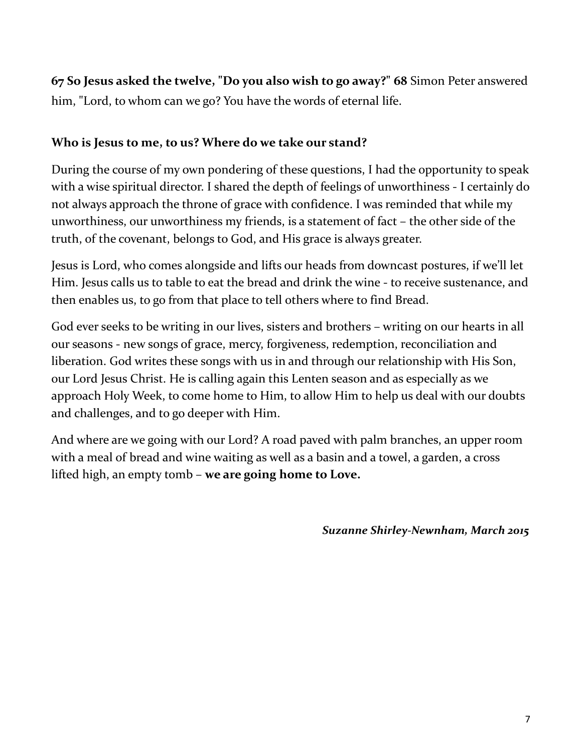**67 So Jesus asked the twelve, "Do you also wish to go away?" 68** Simon Peter answered him, "Lord, to whom can we go? You have the words of eternal life.

**Who is Jesus to me, to us? Where do we take our stand?**

During the course of my own pondering of these questions, I had the opportunity to speak with a wise spiritual director. I shared the depth of feelings of unworthiness - I certainly do not always approach the throne of grace with confidence. I was reminded that while my unworthiness, our unworthiness my friends, is a statement of fact – the other side of the truth, of the covenant, belongs to God, and His grace is always greater.

Jesus is Lord, who comes alongside and lifts our heads from downcast postures, if we'll let Him. Jesus calls us to table to eat the bread and drink the wine - to receive sustenance, and then enables us, to go from that place to tell others where to find Bread.

God ever seeks to be writing in our lives, sisters and brothers – writing on our hearts in all our seasons - new songs of grace, mercy, forgiveness, redemption, reconciliation and liberation. God writes these songs with us in and through our relationship with His Son, our Lord Jesus Christ. He is calling again this Lenten season and as especially as we approach Holy Week, to come home to Him, to allow Him to help us deal with our doubts and challenges, and to go deeper with Him.

And where are we going with our Lord? A road paved with palm branches, an upper room with a meal of bread and wine waiting as well as a basin and a towel, a garden, a cross lifted high, an empty tomb – **we are going home to Love.**

***Suzanne Shirley-Newnham, March 2015***